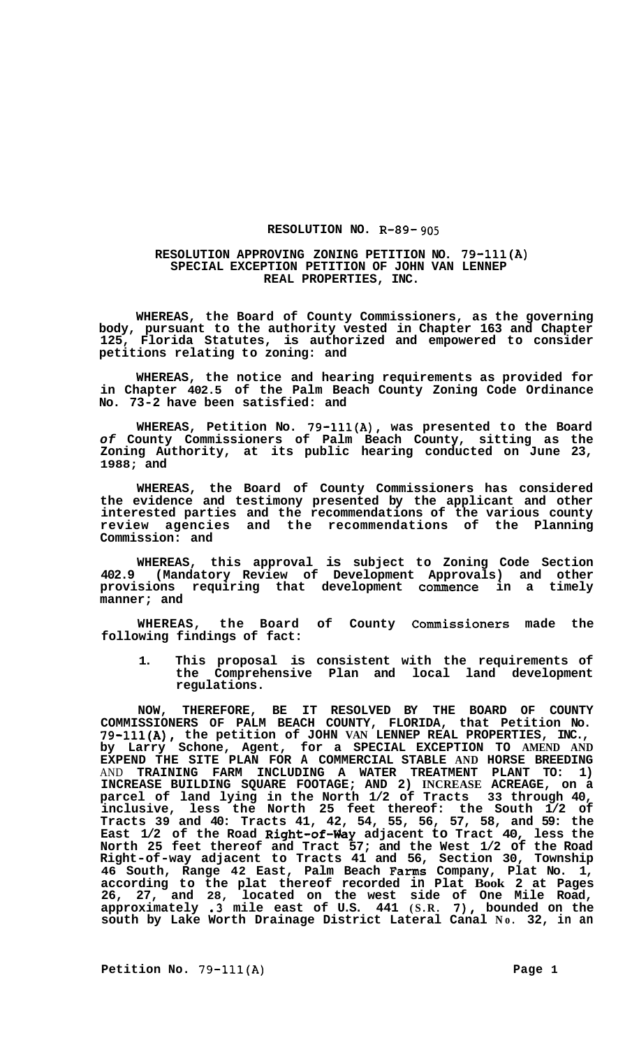# RESOLUTION NO. R-89- 905

## RESOLUTION APPROVING ZONING PETITION NO. 79-111(A) SPECIAL EXCEPTION PETITION OF JOHN VAN LENNEP REAL PROPERTIES, INC.

**WHEREAS, the Board of County Commissioners, as the governing body, pursuant to the authority vested in Chapter 163 and Chapter 125, Florida Statutes, is authorized and empowered to consider petitions relating to zoning: and**

**WHEREAS, the notice and hearing requirements as provided for in Chapter 402.5 of the Palm Beach County Zoning Code Ordinance No. 73-2 have been satisfied: and**

**WHEREAS, Petition No. 79-111(A), was presented to the Board *of* County Commissioners of Palm Beach County, sitting as the Zoning Authority, at its public hearing conducted on June 23, 1988; and**

**WHEREAS, the Board of County Commissioners has considered the evidence and testimony presented by the applicant and other interested parties and the recommendations of the various county review agencies and the recommendations of the Planning Commission: and**

**WHEREAS, this approval is subject to Zoning Code Section 402.9 (Mandatory Review of Development Approvals) and other provisions requiring that development commence in a timely manner; and**

**WHEREAS, the Board of County Commissioners made the following findings of fact:**

1. **This proposal is consistent with the requirements of the Comprehensive Plan and local land development regulations.**

**NOW, THEREFORE, BE IT RESOLVED BY THE BOARD OF COUNTY COMMISSIONERS OF PALM BEACH COUNTY, FLORIDA, that Petition No. 79-111(A), the petition of JOHN VAN LENNEP REAL PROPERTIES, INC., by Larry Schone, Agent, for a SPECIAL EXCEPTION TO AMEND AND EXPEND THE SITE PLAN FOR A COMMERCIAL STABLE AND HORSE BREEDING AND TRAINING FARM INCLUDING A WATER TREATMENT PLANT TO: 1) INCREASE BUILDING SQUARE FOOTAGE; AND 2) INCREASE ACREAGE, on a parcel of land lying in the North 1/2 of Tracts 33 through 40, inclusive, less the North 25 feet thereof: the South 1/2 of Tracts 39 and 40: Tracts 41, 42, 54, 55, 56, 57, 58, and 59: the East 1/2 of the Road Right-of-Way adjacent to Tract 40, less the North 25 feet thereof and Tract 57; and the West 1/2 of the Road Right-of-way adjacent to Tracts 41 and 56, Section 30, Township 46 South, Range 42 East, Palm Beach Farms Company, Plat No. 1, according to the plat thereof recorded in Plat Book 2 at Pages 26, 27, and 28, located on the west side of One Mile Road, approximately .3 mile east of U.S. 441 (S.R. 7), bounded on the south by Lake Worth Drainage District Lateral Canal No. 32, in an**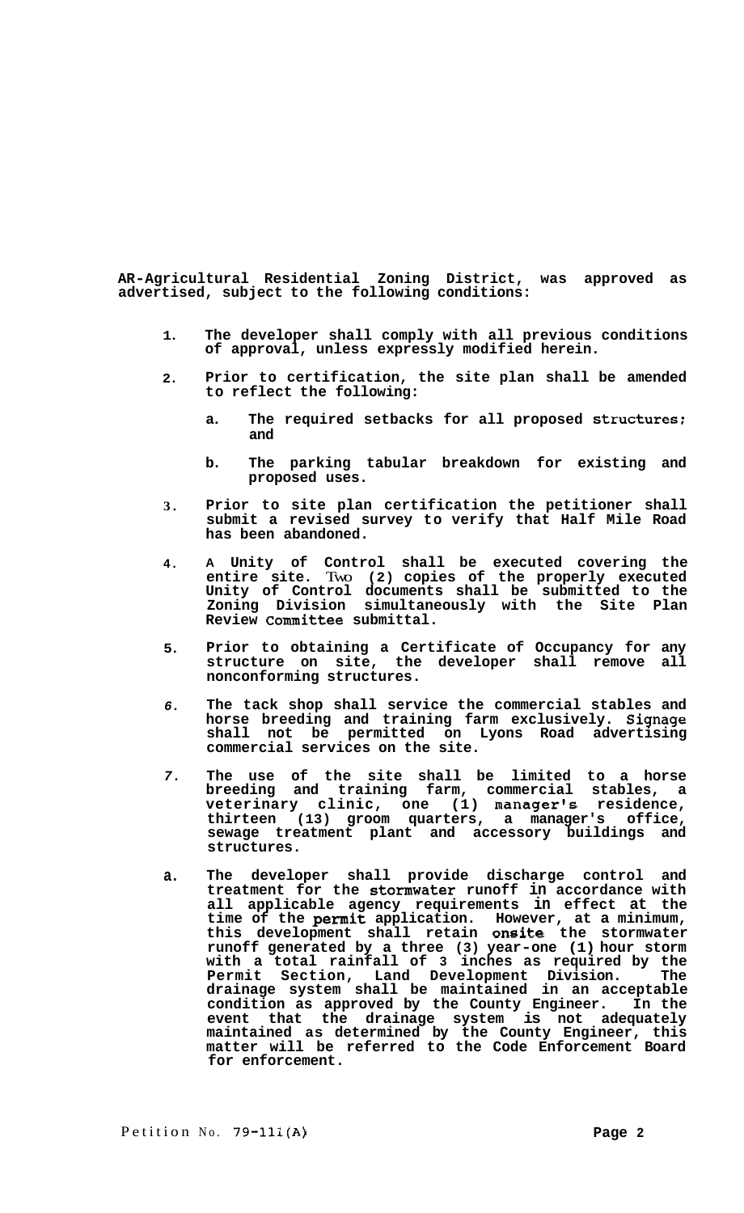**AR-Agricultural Residential Zoning District, was approved as advertised, subject to the following conditions:**

1. **The developer shall comply with all previous conditions of approval, unless expressly modified herein.**

2. **Prior to certification, the site plan shall be amended to reflect the following:**

   a. **The required setbacks for all proposed structures; and**

   b. **The parking tabular breakdown for existing and proposed uses.**

3. **Prior to site plan certification the petitioner shall submit a revised survey to verify that Half Mile Road has been abandoned.**

4. **A Unity of Control shall be executed covering the entire site. Two (2) copies of the properly executed Unity of Control documents shall be submitted to the Zoning Division simultaneously with the Site Plan Review Committee submittal.**

5. **Prior to obtaining a Certificate of Occupancy for any structure on site, the developer shall remove all nonconforming structures.**

6. **The tack shop shall service the commercial stables and horse breeding and training farm exclusively. Signage shall not be permitted on Lyons Road advertising commercial services on the site.**

7. **The use of the site shall be limited to a horse breeding and training farm, commercial stables, a veterinary clinic, one (1) manager's residence, thirteen (13) groom quarters, a manager's office, sewage treatment plant and accessory buildings and structures.**

8. **The developer shall provide discharge control and treatment for the stormwater runoff in accordance with all applicable agency requirements in effect at the time of the permit application. However, at a minimum, this development shall retain onsite the stormwater runoff generated by a three (3) year-one (1) hour storm with a total rainfall of 3 inches as required by the Permit Section, Land Development Division. The drainage system shall be maintained in an acceptable condition as approved by the County Engineer. In the event that the drainage system is not adequately maintained as determined by the County Engineer, this matter will be referred to the Code Enforcement Board for enforcement.**

Petition No. 79-111(A)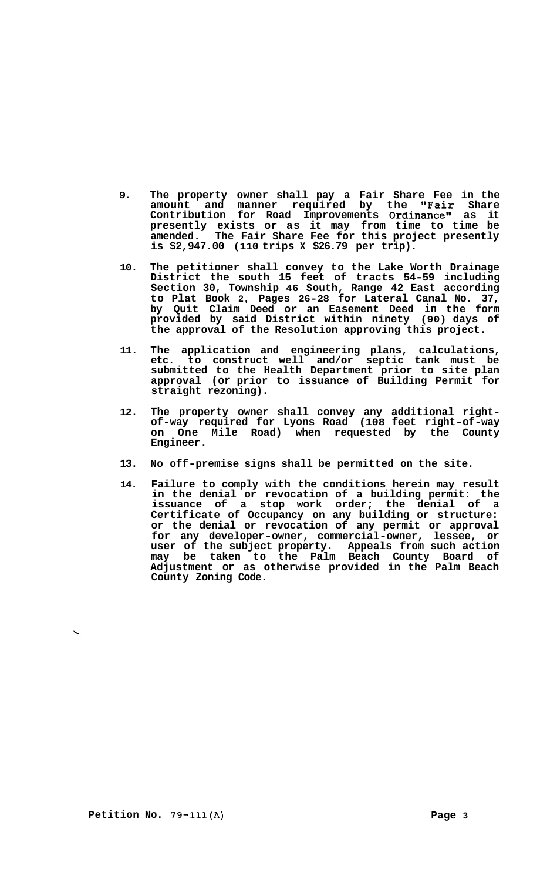9. The property owner shall pay a Fair Share Fee in the amount and manner required by the "Fair Share Contribution for Road Improvements Ordinance" as it presently exists or as it may from time to time be amended. The Fair Share Fee for this project presently is $2,947.00 (110 trips X $26.79 per trip).

10. The petitioner shall convey to the Lake Worth Drainage District the south 15 feet of tracts 54-59 including Section 30, Township 46 South, Range 42 East according to Plat Book 2, Pages 26-28 for Lateral Canal No. 37, by Quit Claim Deed or an Easement Deed in the form provided by said District within ninety (90) days of the approval of the Resolution approving this project.

11. The application and engineering plans, calculations, etc. to construct well and/or septic tank must be submitted to the Health Department prior to site plan approval (or prior to issuance of Building Permit for straight rezoning).

12. The property owner shall convey any additional right-of-way required for Lyons Road (108 feet right-of-way on One Mile Road) when requested by the County Engineer.

13. No off-premise signs shall be permitted on the site.

14. Failure to comply with the conditions herein may result in the denial or revocation of a building permit: the issuance of a stop work order; the denial of a Certificate of Occupancy on any building or structure: or the denial or revocation of any permit or approval for any developer-owner, commercial-owner, lessee, or user of the subject property. Appeals from such action may be taken to the Palm Beach County Board of Adjustment or as otherwise provided in the Palm Beach County Zoning Code.

**Petition No.** 79-111(A)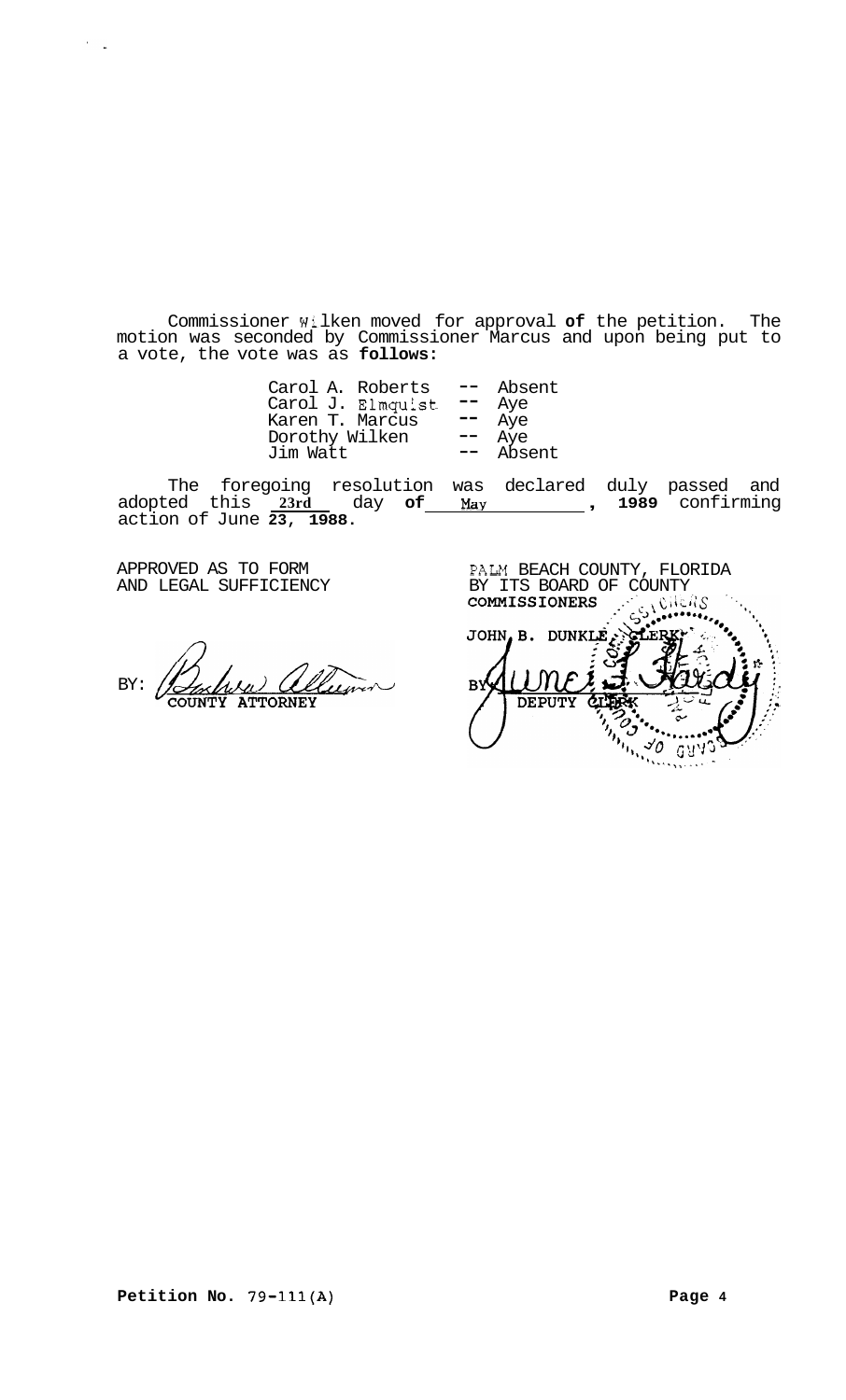Commissioner Wilken moved for approval of the petition. The motion was seconded by Commissioner Marcus and upon being put to a vote, the vote was as follows:

| | | |
|---|---|---|
| Carol A. Roberts | -- | Absent |
| Carol J. Elmquist | -- | Aye |
| Karen T. Marcus | -- | Aye |
| Dorothy Wilken | -- | Aye |
| Jim Watt | -- | Absent |

The foregoing resolution was declared duly passed and adopted this 23rd day of May, 1989 confirming action of June 23, 1988.

APPROVED AS TO FORM
AND LEGAL SUFFICIENCY

BY: COUNTY ATTORNEY

PALM BEACH COUNTY, FLORIDA
BY ITS BOARD OF COUNTY
COMMISSIONERS

JOHN B. DUNKLE, CLERK

BY: DEPUTY CLERK

**Petition No. 79-111(A)**